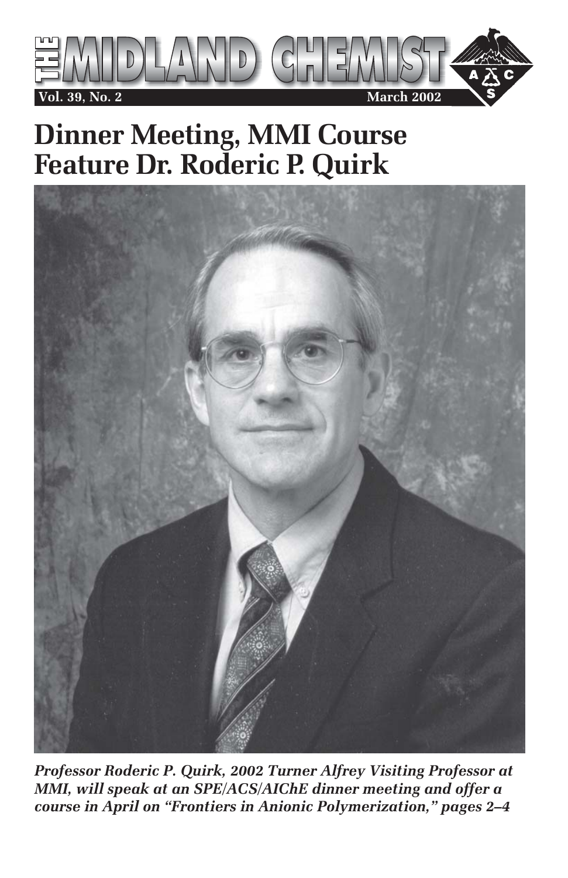# THE MIDLAND CHEMIST

**Vol. 39, No. 2** **March 2002**

# Dinner Meeting, MMI Course Feature Dr. Roderic P. Quirk

***Professor Roderic P. Quirk, 2002 Turner Alfrey Visiting Professor at MMI, will speak at an SPE/ACS/AIChE dinner meeting and offer a course in April on "Frontiers in Anionic Polymerization," pages 2–4***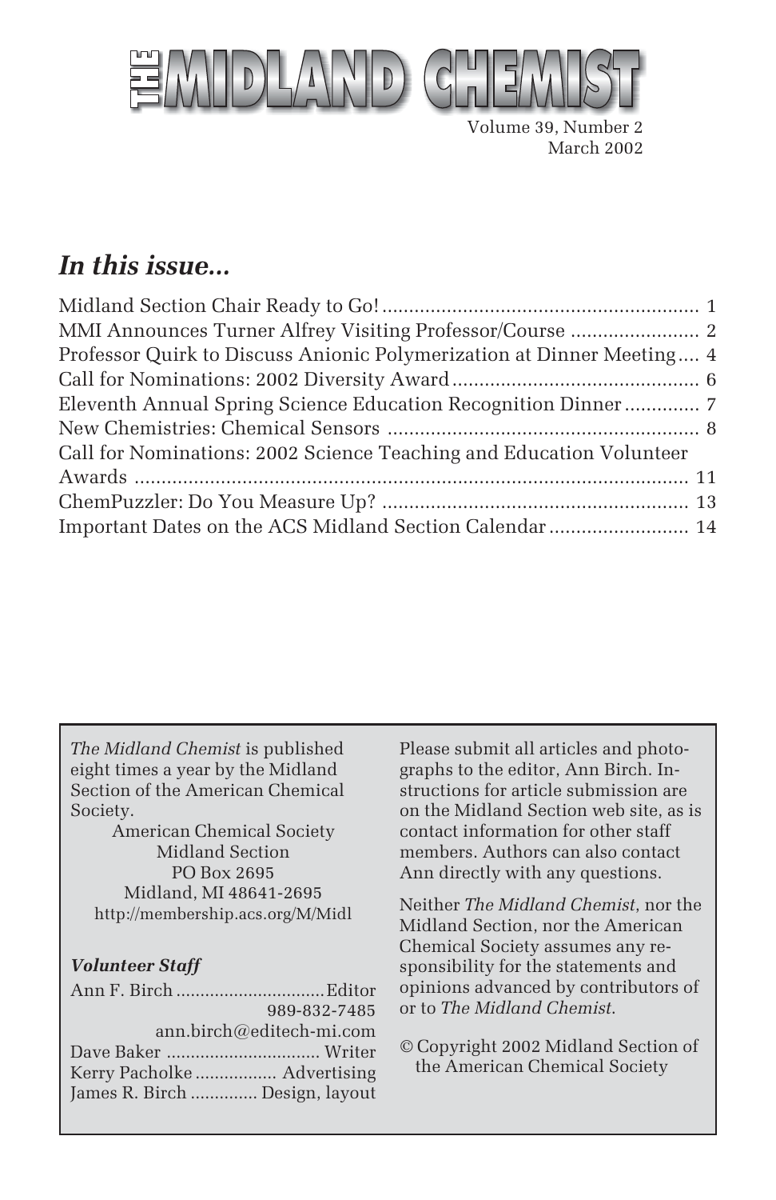# THE MIDLAND CHEMIST

Volume 39, Number 2
March 2002

## *In this issue...*

Midland Section Chair Ready to Go! .......... 1
MMI Announces Turner Alfrey Visiting Professor/Course .......... 2
Professor Quirk to Discuss Anionic Polymerization at Dinner Meeting .... 4
Call for Nominations: 2002 Diversity Award .......... 6
Eleventh Annual Spring Science Education Recognition Dinner .......... 7
New Chemistries: Chemical Sensors .......... 8
Call for Nominations: 2002 Science Teaching and Education Volunteer Awards .......... 11
ChemPuzzler: Do You Measure Up? .......... 13
Important Dates on the ACS Midland Section Calendar .......... 14

*The Midland Chemist* is published eight times a year by the Midland Section of the American Chemical Society.

American Chemical Society
Midland Section
PO Box 2695
Midland, MI 48641-2695
http://membership.acs.org/M/Midl

### *Volunteer Staff*

Ann F. Birch .......... Editor
989-832-7485
ann.birch@editech-mi.com
Dave Baker .......... Writer
Kerry Pacholke .......... Advertising
James R. Birch .......... Design, layout

Please submit all articles and photographs to the editor, Ann Birch. Instructions for article submission are on the Midland Section web site, as is contact information for other staff members. Authors can also contact Ann directly with any questions.

Neither *The Midland Chemist*, nor the Midland Section, nor the American Chemical Society assumes any responsibility for the statements and opinions advanced by contributors of or to *The Midland Chemist*.

© Copyright 2002 Midland Section of the American Chemical Society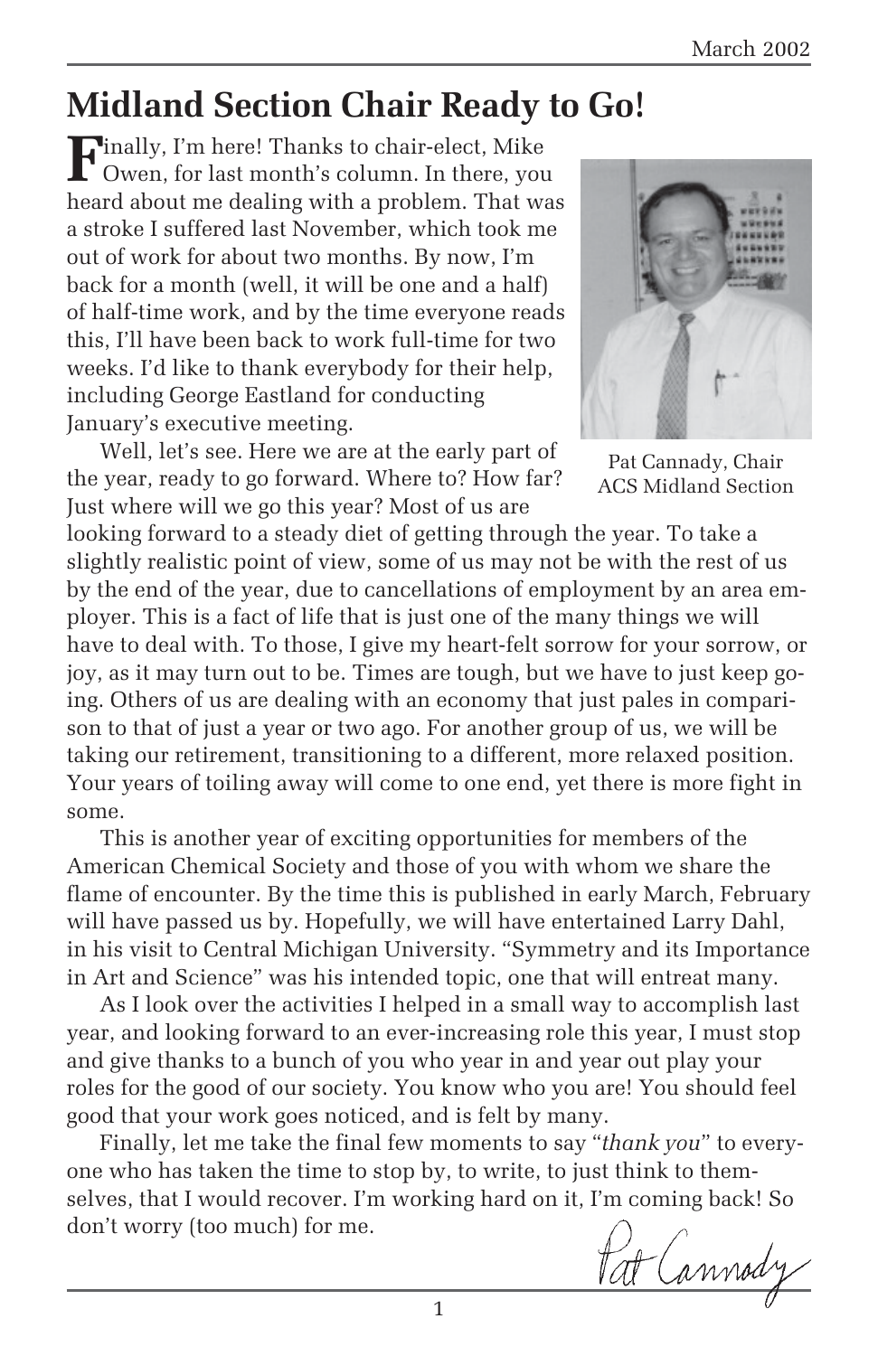# Midland Section Chair Ready to Go!

Finally, I'm here! Thanks to chair-elect, Mike Owen, for last month's column. In there, you heard about me dealing with a problem. That was a stroke I suffered last November, which took me out of work for about two months. By now, I'm back for a month (well, it will be one and a half) of half-time work, and by the time everyone reads this, I'll have been back to work full-time for two weeks. I'd like to thank everybody for their help, including George Eastland for conducting January's executive meeting.

Pat Cannady, Chair
ACS Midland Section

Well, let's see. Here we are at the early part of the year, ready to go forward. Where to? How far? Just where will we go this year? Most of us are looking forward to a steady diet of getting through the year. To take a slightly realistic point of view, some of us may not be with the rest of us by the end of the year, due to cancellations of employment by an area employer. This is a fact of life that is just one of the many things we will have to deal with. To those, I give my heart-felt sorrow for your sorrow, or joy, as it may turn out to be. Times are tough, but we have to just keep going. Others of us are dealing with an economy that just pales in comparison to that of just a year or two ago. For another group of us, we will be taking our retirement, transitioning to a different, more relaxed position. Your years of toiling away will come to one end, yet there is more fight in some.

This is another year of exciting opportunities for members of the American Chemical Society and those of you with whom we share the flame of encounter. By the time this is published in early March, February will have passed us by. Hopefully, we will have entertained Larry Dahl, in his visit to Central Michigan University. "Symmetry and its Importance in Art and Science" was his intended topic, one that will entreat many.

As I look over the activities I helped in a small way to accomplish last year, and looking forward to an ever-increasing role this year, I must stop and give thanks to a bunch of you who year in and year out play your roles for the good of our society. You know who you are! You should feel good that your work goes noticed, and is felt by many.

Finally, let me take the final few moments to say "*thank you*" to everyone who has taken the time to stop by, to write, to just think to themselves, that I would recover. I'm working hard on it, I'm coming back! So don't worry (too much) for me.

Pat Cannady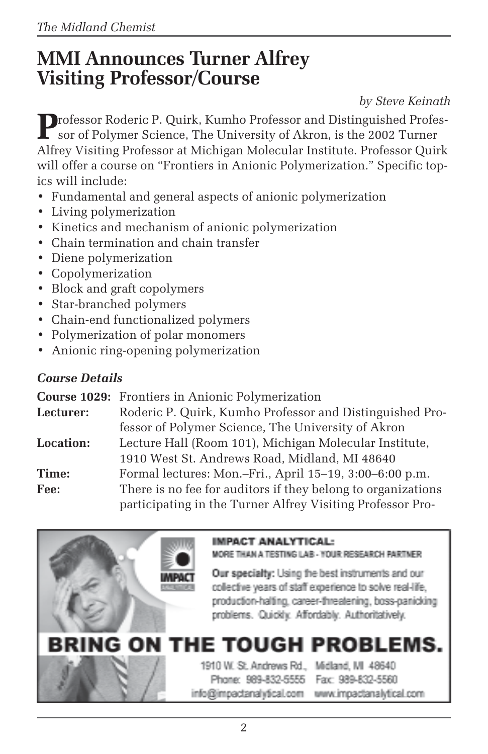# MMI Announces Turner Alfrey Visiting Professor/Course

*by Steve Keinath*

Professor Roderic P. Quirk, Kumho Professor and Distinguished Professor of Polymer Science, The University of Akron, is the 2002 Turner Alfrey Visiting Professor at Michigan Molecular Institute. Professor Quirk will offer a course on "Frontiers in Anionic Polymerization." Specific topics will include:

- Fundamental and general aspects of anionic polymerization
- Living polymerization
- Kinetics and mechanism of anionic polymerization
- Chain termination and chain transfer
- Diene polymerization
- Copolymerization
- Block and graft copolymers
- Star-branched polymers
- Chain-end functionalized polymers
- Polymerization of polar monomers
- Anionic ring-opening polymerization

### *Course Details*

| | |
|---|---|
| **Course 1029:** | Frontiers in Anionic Polymerization |
| **Lecturer:** | Roderic P. Quirk, Kumho Professor and Distinguished Professor of Polymer Science, The University of Akron |
| **Location:** | Lecture Hall (Room 101), Michigan Molecular Institute, 1910 West St. Andrews Road, Midland, MI 48640 |
| **Time:** | Formal lectures: Mon.–Fri., April 15–19, 3:00–6:00 p.m. |
| **Fee:** | There is no fee for auditors if they belong to organizations participating in the Turner Alfrey Visiting Professor Pro- |

IMPACT ANALYTICAL:
MORE THAN A TESTING LAB - YOUR RESEARCH PARTNER

**Our specialty:** Using the best instruments and our collective years of staff experience to solve real-life, production-halting, career-threatening, boss-panicking problems. Quickly. Affordably. Authoritatively.

**BRING ON THE TOUGH PROBLEMS.**

1910 W. St. Andrews Rd., Midland, MI 48640
Phone: 989-832-5555 Fax: 989-832-5560
info@impactanalytical.com www.impactanalytical.com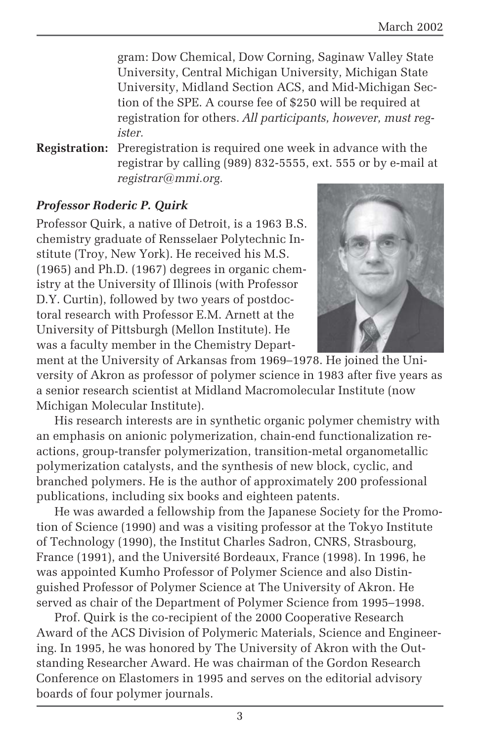gram: Dow Chemical, Dow Corning, Saginaw Valley State University, Central Michigan University, Michigan State University, Midland Section ACS, and Mid-Michigan Section of the SPE. A course fee of $250 will be required at registration for others. *All participants, however, must register.*

**Registration:** Preregistration is required one week in advance with the registrar by calling (989) 832-5555, ext. 555 or by e-mail at *registrar@mmi.org.*

### *Professor Roderic P. Quirk*

Professor Quirk, a native of Detroit, is a 1963 B.S. chemistry graduate of Rensselaer Polytechnic Institute (Troy, New York). He received his M.S. (1965) and Ph.D. (1967) degrees in organic chemistry at the University of Illinois (with Professor D.Y. Curtin), followed by two years of postdoctoral research with Professor E.M. Arnett at the University of Pittsburgh (Mellon Institute). He was a faculty member in the Chemistry Department at the University of Arkansas from 1969–1978. He joined the University of Akron as professor of polymer science in 1983 after five years as a senior research scientist at Midland Macromolecular Institute (now Michigan Molecular Institute).

His research interests are in synthetic organic polymer chemistry with an emphasis on anionic polymerization, chain-end functionalization reactions, group-transfer polymerization, transition-metal organometallic polymerization catalysts, and the synthesis of new block, cyclic, and branched polymers. He is the author of approximately 200 professional publications, including six books and eighteen patents.

He was awarded a fellowship from the Japanese Society for the Promotion of Science (1990) and was a visiting professor at the Tokyo Institute of Technology (1990), the Institut Charles Sadron, CNRS, Strasbourg, France (1991), and the Université Bordeaux, France (1998). In 1996, he was appointed Kumho Professor of Polymer Science and also Distinguished Professor of Polymer Science at The University of Akron. He served as chair of the Department of Polymer Science from 1995–1998.

Prof. Quirk is the co-recipient of the 2000 Cooperative Research Award of the ACS Division of Polymeric Materials, Science and Engineering. In 1995, he was honored by The University of Akron with the Outstanding Researcher Award. He was chairman of the Gordon Research Conference on Elastomers in 1995 and serves on the editorial advisory boards of four polymer journals.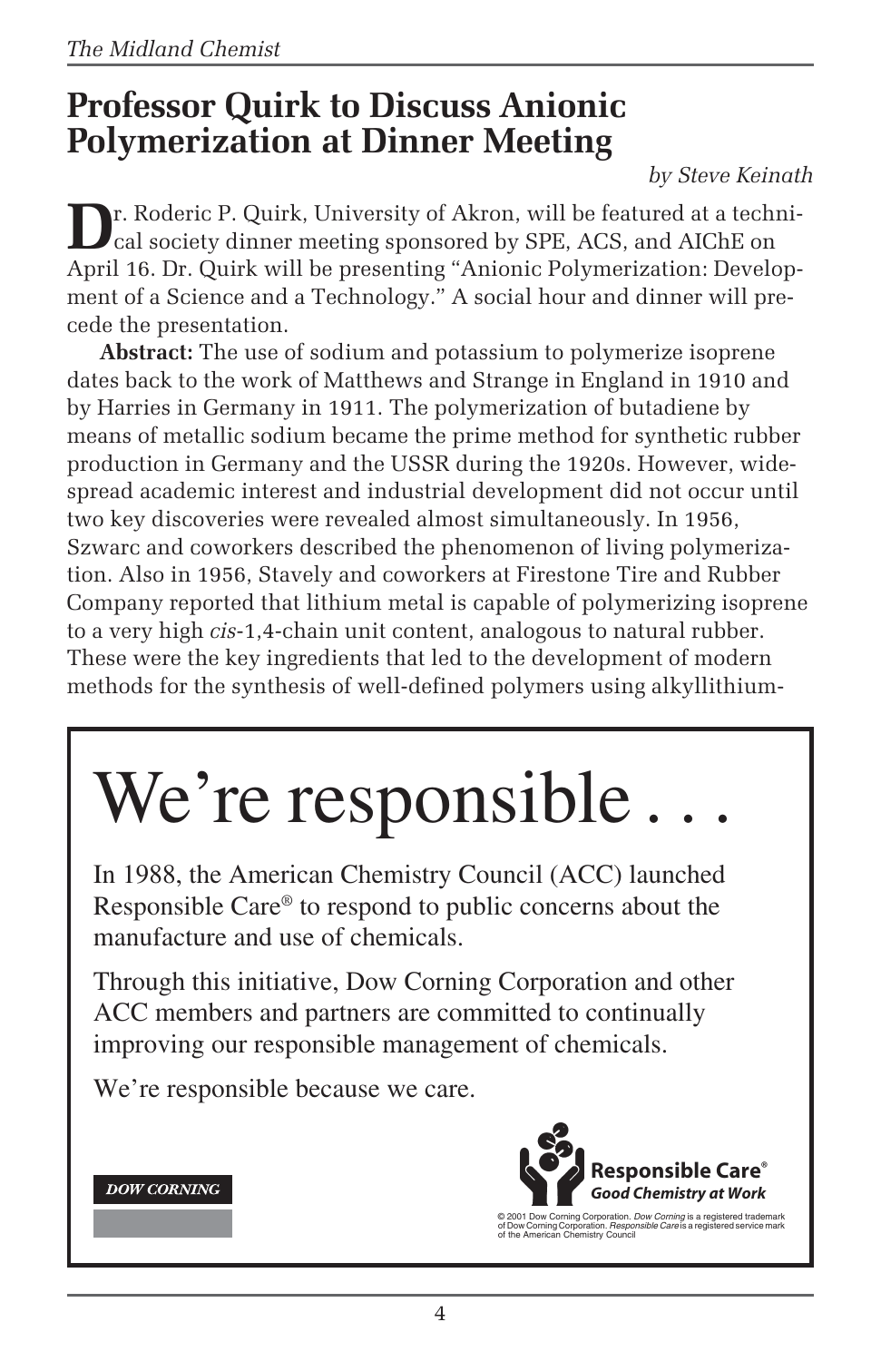## Professor Quirk to Discuss Anionic Polymerization at Dinner Meeting

*by Steve Keinath*

Dr. Roderic P. Quirk, University of Akron, will be featured at a technical society dinner meeting sponsored by SPE, ACS, and AIChE on April 16. Dr. Quirk will be presenting "Anionic Polymerization: Development of a Science and a Technology." A social hour and dinner will precede the presentation.

**Abstract:** The use of sodium and potassium to polymerize isoprene dates back to the work of Matthews and Strange in England in 1910 and by Harries in Germany in 1911. The polymerization of butadiene by means of metallic sodium became the prime method for synthetic rubber production in Germany and the USSR during the 1920s. However, widespread academic interest and industrial development did not occur until two key discoveries were revealed almost simultaneously. In 1956, Szwarc and coworkers described the phenomenon of living polymerization. Also in 1956, Stavely and coworkers at Firestone Tire and Rubber Company reported that lithium metal is capable of polymerizing isoprene to a very high *cis*-1,4-chain unit content, analogous to natural rubber. These were the key ingredients that led to the development of modern methods for the synthesis of well-defined polymers using alkyllithium-

---

# We're responsible . . .

In 1988, the American Chemistry Council (ACC) launched Responsible Care® to respond to public concerns about the manufacture and use of chemicals.

Through this initiative, Dow Corning Corporation and other ACC members and partners are committed to continually improving our responsible management of chemicals.

We're responsible because we care.

DOW CORNING

**Responsible Care®**
***Good Chemistry at Work***

© 2001 Dow Corning Corporation. *Dow Corning* is a registered trademark of Dow Corning Corporation. *Responsible Care* is a registered service mark of the American Chemistry Council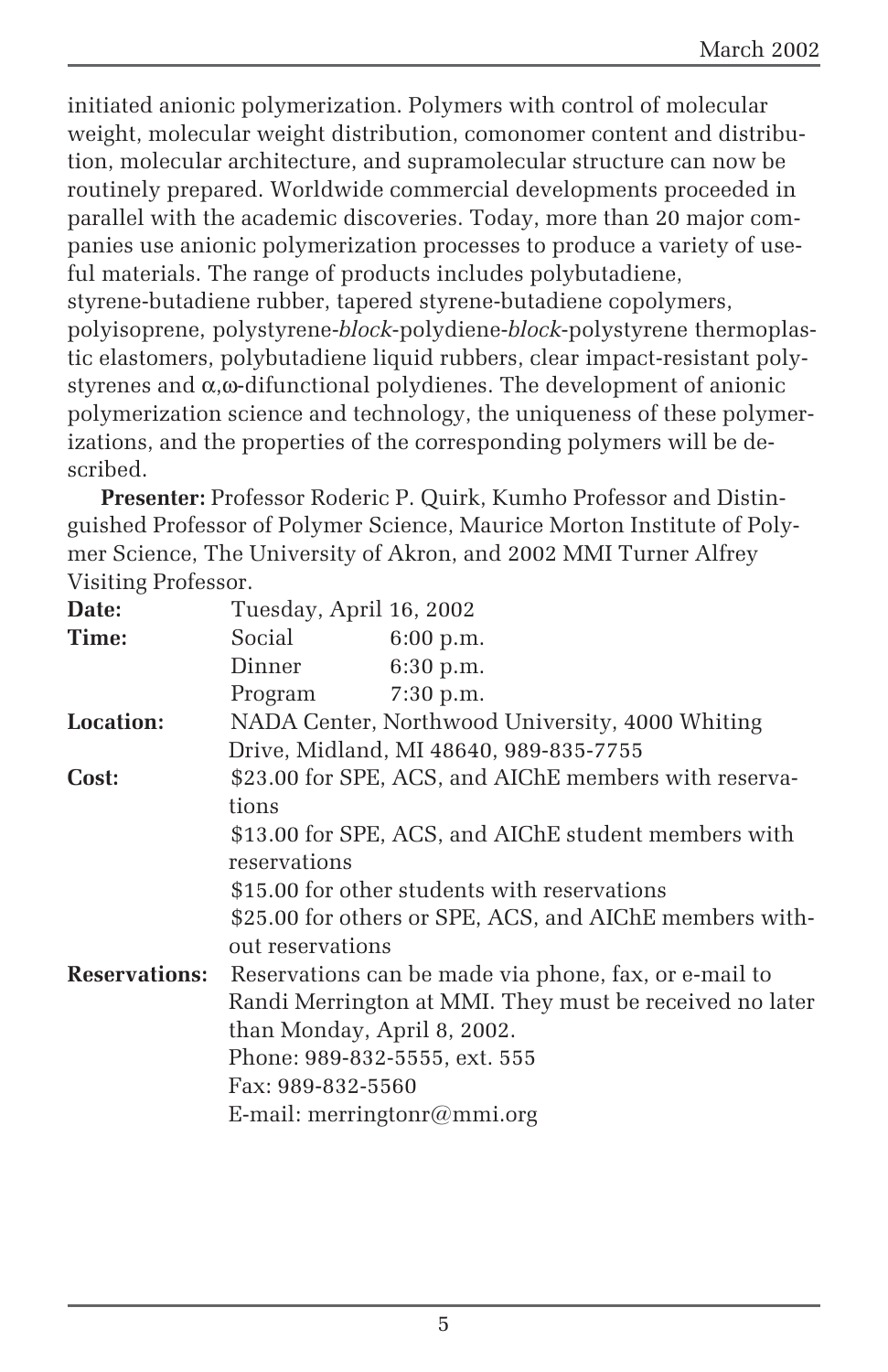initiated anionic polymerization. Polymers with control of molecular weight, molecular weight distribution, comonomer content and distribution, molecular architecture, and supramolecular structure can now be routinely prepared. Worldwide commercial developments proceeded in parallel with the academic discoveries. Today, more than 20 major companies use anionic polymerization processes to produce a variety of useful materials. The range of products includes polybutadiene, styrene-butadiene rubber, tapered styrene-butadiene copolymers, polyisoprene, polystyrene-*block*-polydiene-*block*-polystyrene thermoplastic elastomers, polybutadiene liquid rubbers, clear impact-resistant polystyrenes and $\alpha,\omega$-difunctional polydienes. The development of anionic polymerization science and technology, the uniqueness of these polymerizations, and the properties of the corresponding polymers will be described.

**Presenter:** Professor Roderic P. Quirk, Kumho Professor and Distinguished Professor of Polymer Science, Maurice Morton Institute of Polymer Science, The University of Akron, and 2002 MMI Turner Alfrey Visiting Professor.

**Date:** Tuesday, April 16, 2002

**Time:**
Social 6:00 p.m.
Dinner 6:30 p.m.
Program 7:30 p.m.

**Location:** NADA Center, Northwood University, 4000 Whiting Drive, Midland, MI 48640, 989-835-7755

**Cost:**
$23.00 for SPE, ACS, and AIChE members with reservations
$13.00 for SPE, ACS, and AIChE student members with reservations
$15.00 for other students with reservations
$25.00 for others or SPE, ACS, and AIChE members without reservations

**Reservations:** Reservations can be made via phone, fax, or e-mail to Randi Merrington at MMI. They must be received no later than Monday, April 8, 2002.
Phone: 989-832-5555, ext. 555
Fax: 989-832-5560
E-mail: merringtonr@mmi.org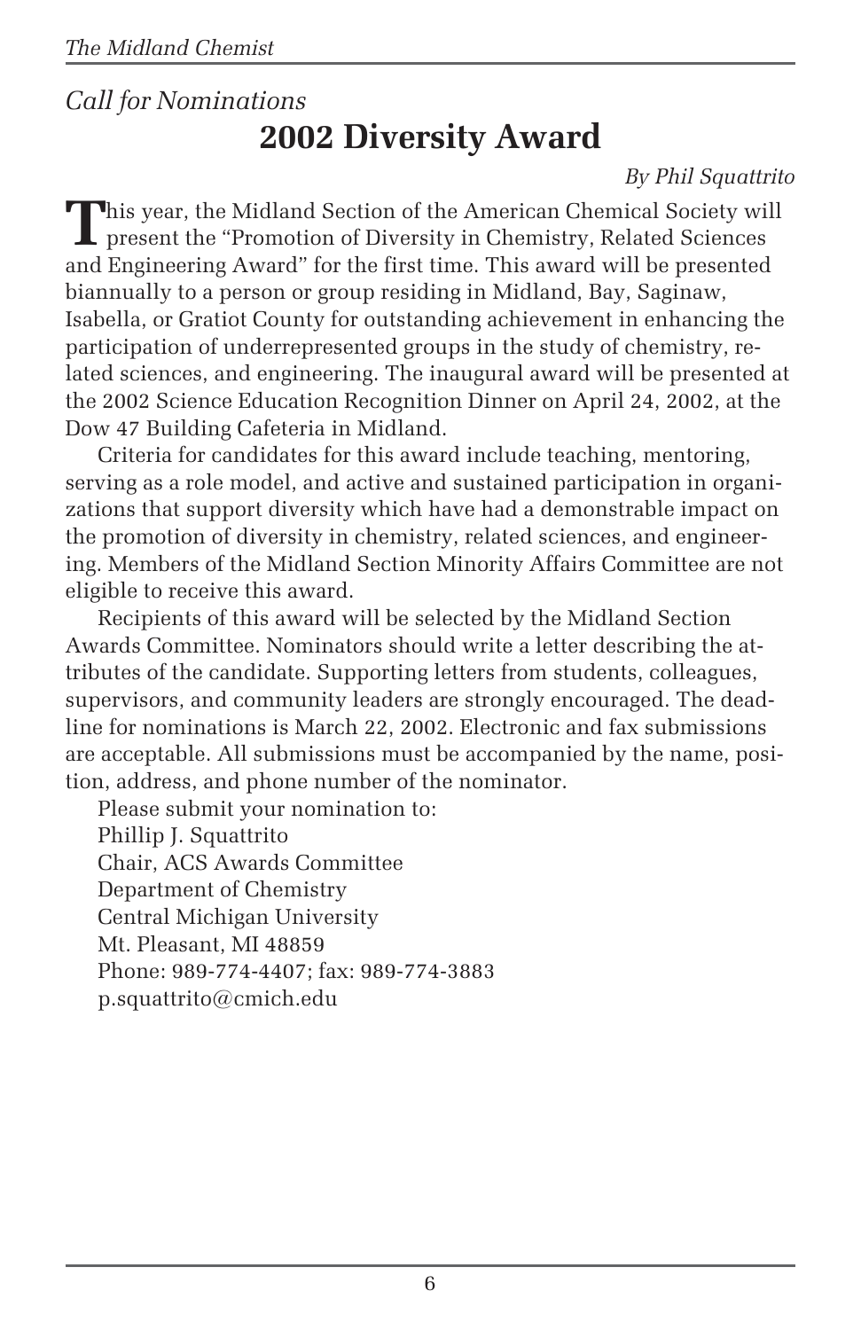*Call for Nominations*

# 2002 Diversity Award

*By Phil Squattrito*

This year, the Midland Section of the American Chemical Society will present the "Promotion of Diversity in Chemistry, Related Sciences and Engineering Award" for the first time. This award will be presented biannually to a person or group residing in Midland, Bay, Saginaw, Isabella, or Gratiot County for outstanding achievement in enhancing the participation of underrepresented groups in the study of chemistry, related sciences, and engineering. The inaugural award will be presented at the 2002 Science Education Recognition Dinner on April 24, 2002, at the Dow 47 Building Cafeteria in Midland.

Criteria for candidates for this award include teaching, mentoring, serving as a role model, and active and sustained participation in organizations that support diversity which have had a demonstrable impact on the promotion of diversity in chemistry, related sciences, and engineering. Members of the Midland Section Minority Affairs Committee are not eligible to receive this award.

Recipients of this award will be selected by the Midland Section Awards Committee. Nominators should write a letter describing the attributes of the candidate. Supporting letters from students, colleagues, supervisors, and community leaders are strongly encouraged. The deadline for nominations is March 22, 2002. Electronic and fax submissions are acceptable. All submissions must be accompanied by the name, position, address, and phone number of the nominator.

Please submit your nomination to:
Phillip J. Squattrito
Chair, ACS Awards Committee
Department of Chemistry
Central Michigan University
Mt. Pleasant, MI 48859
Phone: 989-774-4407; fax: 989-774-3883
p.squattrito@cmich.edu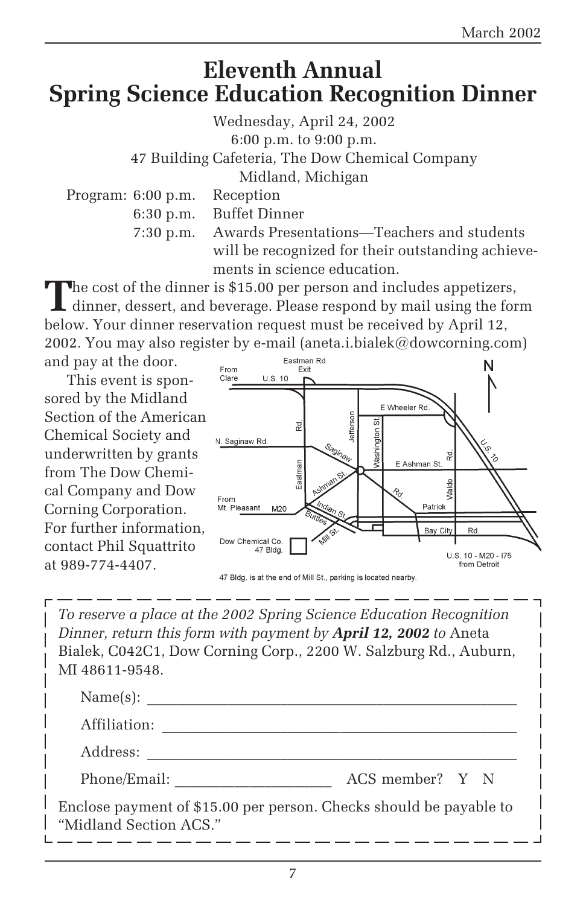# Eleventh Annual Spring Science Education Recognition Dinner

Wednesday, April 24, 2002
6:00 p.m. to 9:00 p.m.
47 Building Cafeteria, The Dow Chemical Company
Midland, Michigan

| | | |
|---|---|---|
| Program: | 6:00 p.m. | Reception |
| | 6:30 p.m. | Buffet Dinner |
| | 7:30 p.m. | Awards Presentations—Teachers and students will be recognized for their outstanding achievements in science education. |

The cost of the dinner is $15.00 per person and includes appetizers, dinner, dessert, and beverage. Please respond by mail using the form below. Your dinner reservation request must be received by April 12, 2002. You may also register by e-mail (aneta.i.bialek@dowcorning.com) and pay at the door.

This event is sponsored by the Midland Section of the American Chemical Society and underwritten by grants from The Dow Chemical Company and Dow Corning Corporation. For further information, contact Phil Squattrito at 989-774-4407.

Eastman Rd Exit
From Clare
U.S. 10
N
E Wheeler Rd.
N. Saginaw Rd.
Eastman Rd.
Jefferson
Washington St.
Saginaw Rd.
E Ashman St.
Waldo Rd.
U.S. 10
Ashman St.
From Mt. Pleasant
M20
Indian St.
Buttles
Patrick
Mill St.
Bay City Rd.
Dow Chemical Co. 47 Bldg.
U.S. 10 - M20 - I75 from Detroit

47 Bldg. is at the end of Mill St., parking is located nearby.

*To reserve a place at the 2002 Spring Science Education Recognition Dinner, return this form with payment by* ***April 12, 2002*** *to* Aneta Bialek, C042C1, Dow Corning Corp., 2200 W. Salzburg Rd., Auburn, MI 48611-9548.

Name(s): ______________________________________________

Affiliation: ______________________________________________

Address: ______________________________________________

Phone/Email: ____________________ ACS member? Y N

Enclose payment of $15.00 per person. Checks should be payable to "Midland Section ACS."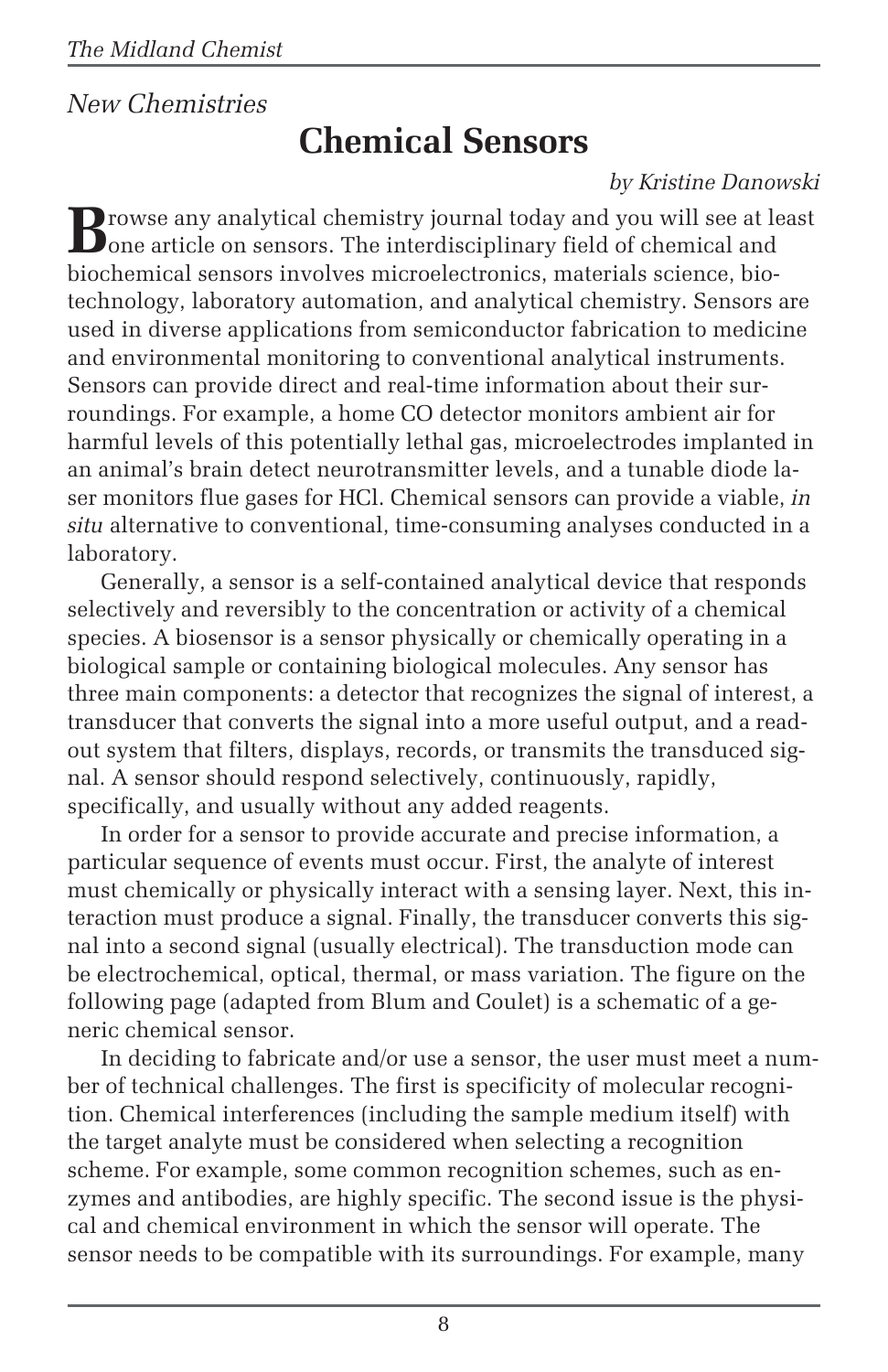*New Chemistries*

# Chemical Sensors

*by Kristine Danowski*

Browse any analytical chemistry journal today and you will see at least one article on sensors. The interdisciplinary field of chemical and biochemical sensors involves microelectronics, materials science, biotechnology, laboratory automation, and analytical chemistry. Sensors are used in diverse applications from semiconductor fabrication to medicine and environmental monitoring to conventional analytical instruments. Sensors can provide direct and real-time information about their surroundings. For example, a home CO detector monitors ambient air for harmful levels of this potentially lethal gas, microelectrodes implanted in an animal's brain detect neurotransmitter levels, and a tunable diode laser monitors flue gases for HCl. Chemical sensors can provide a viable, *in situ* alternative to conventional, time-consuming analyses conducted in a laboratory.

Generally, a sensor is a self-contained analytical device that responds selectively and reversibly to the concentration or activity of a chemical species. A biosensor is a sensor physically or chemically operating in a biological sample or containing biological molecules. Any sensor has three main components: a detector that recognizes the signal of interest, a transducer that converts the signal into a more useful output, and a readout system that filters, displays, records, or transmits the transduced signal. A sensor should respond selectively, continuously, rapidly, specifically, and usually without any added reagents.

In order for a sensor to provide accurate and precise information, a particular sequence of events must occur. First, the analyte of interest must chemically or physically interact with a sensing layer. Next, this interaction must produce a signal. Finally, the transducer converts this signal into a second signal (usually electrical). The transduction mode can be electrochemical, optical, thermal, or mass variation. The figure on the following page (adapted from Blum and Coulet) is a schematic of a generic chemical sensor.

In deciding to fabricate and/or use a sensor, the user must meet a number of technical challenges. The first is specificity of molecular recognition. Chemical interferences (including the sample medium itself) with the target analyte must be considered when selecting a recognition scheme. For example, some common recognition schemes, such as enzymes and antibodies, are highly specific. The second issue is the physical and chemical environment in which the sensor will operate. The sensor needs to be compatible with its surroundings. For example, many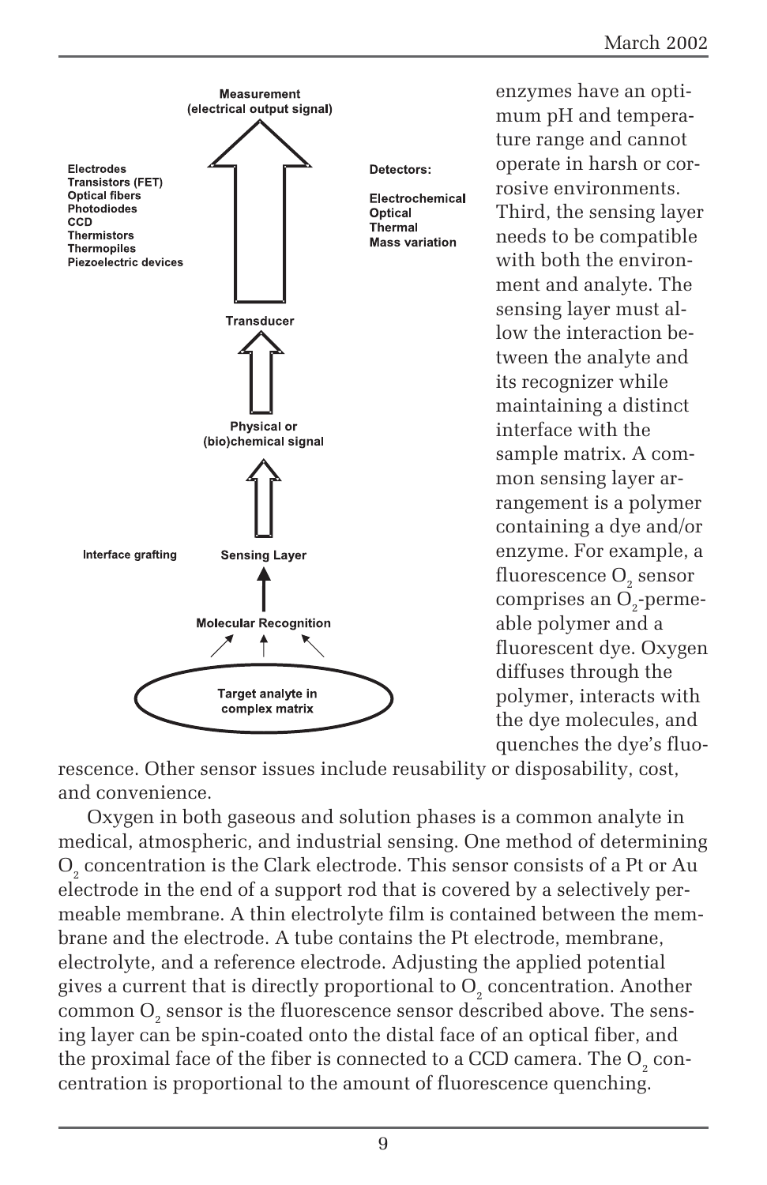Measurement
(electrical output signal)

Electrodes
Transistors (FET)
Optical fibers
Photodiodes
CCD
Thermistors
Thermopiles
Piezoelectric devices

Detectors:

Electrochemical
Optical
Thermal
Mass variation

Transducer

Physical or
(bio)chemical signal

Interface grafting

Sensing Layer

Molecular Recognition

Target analyte in
complex matrix

enzymes have an optimum pH and temperature range and cannot operate in harsh or corrosive environments. Third, the sensing layer needs to be compatible with both the environment and analyte. The sensing layer must allow the interaction between the analyte and its recognizer while maintaining a distinct interface with the sample matrix. A common sensing layer arrangement is a polymer containing a dye and/or enzyme. For example, a fluorescence $O_2$ sensor comprises an $O_2$-permeable polymer and a fluorescent dye. Oxygen diffuses through the polymer, interacts with the dye molecules, and quenches the dye's fluorescence. Other sensor issues include reusability or disposability, cost, and convenience.

Oxygen in both gaseous and solution phases is a common analyte in medical, atmospheric, and industrial sensing. One method of determining $O_2$ concentration is the Clark electrode. This sensor consists of a Pt or Au electrode in the end of a support rod that is covered by a selectively permeable membrane. A thin electrolyte film is contained between the membrane and the electrode. A tube contains the Pt electrode, membrane, electrolyte, and a reference electrode. Adjusting the applied potential gives a current that is directly proportional to $O_2$ concentration. Another common $O_2$ sensor is the fluorescence sensor described above. The sensing layer can be spin-coated onto the distal face of an optical fiber, and the proximal face of the fiber is connected to a CCD camera. The $O_2$ concentration is proportional to the amount of fluorescence quenching.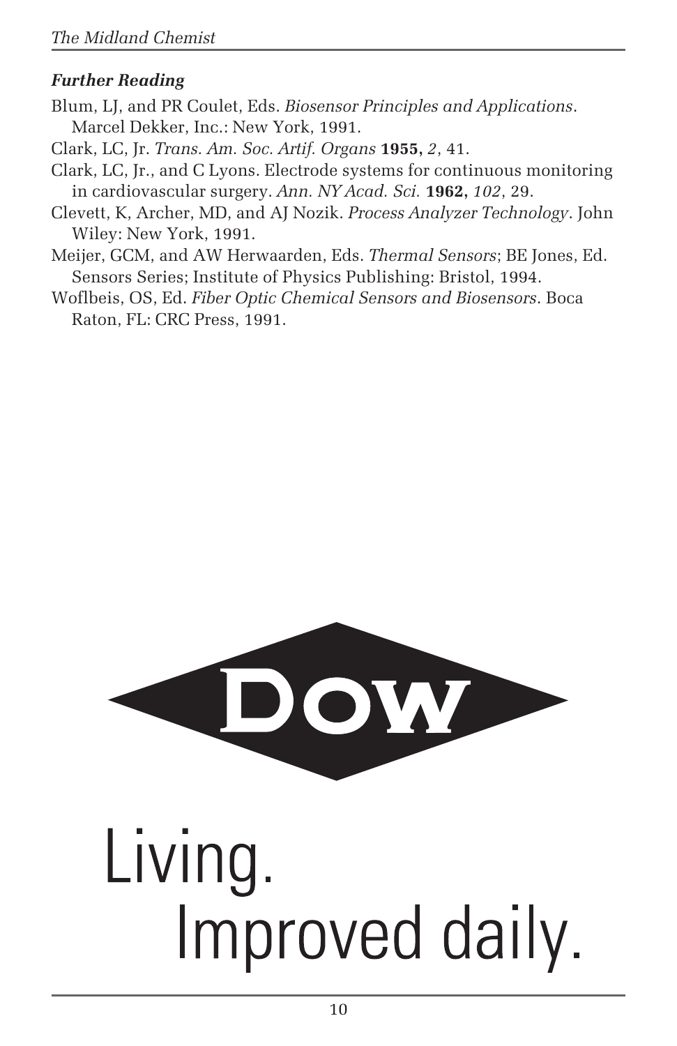### *Further Reading*

Blum, LJ, and PR Coulet, Eds. *Biosensor Principles and Applications*. Marcel Dekker, Inc.: New York, 1991.

Clark, LC, Jr. *Trans. Am. Soc. Artif. Organs* **1955,** *2*, 41.

Clark, LC, Jr., and C Lyons. Electrode systems for continuous monitoring in cardiovascular surgery. *Ann. NY Acad. Sci.* **1962,** *102*, 29.

Clevett, K, Archer, MD, and AJ Nozik. *Process Analyzer Technology*. John Wiley: New York, 1991.

Meijer, GCM, and AW Herwaarden, Eds. *Thermal Sensors*; BE Jones, Ed. Sensors Series; Institute of Physics Publishing: Bristol, 1994.

Woflbeis, OS, Ed. *Fiber Optic Chemical Sensors and Biosensors*. Boca Raton, FL: CRC Press, 1991.

DOW

Living.
Improved daily.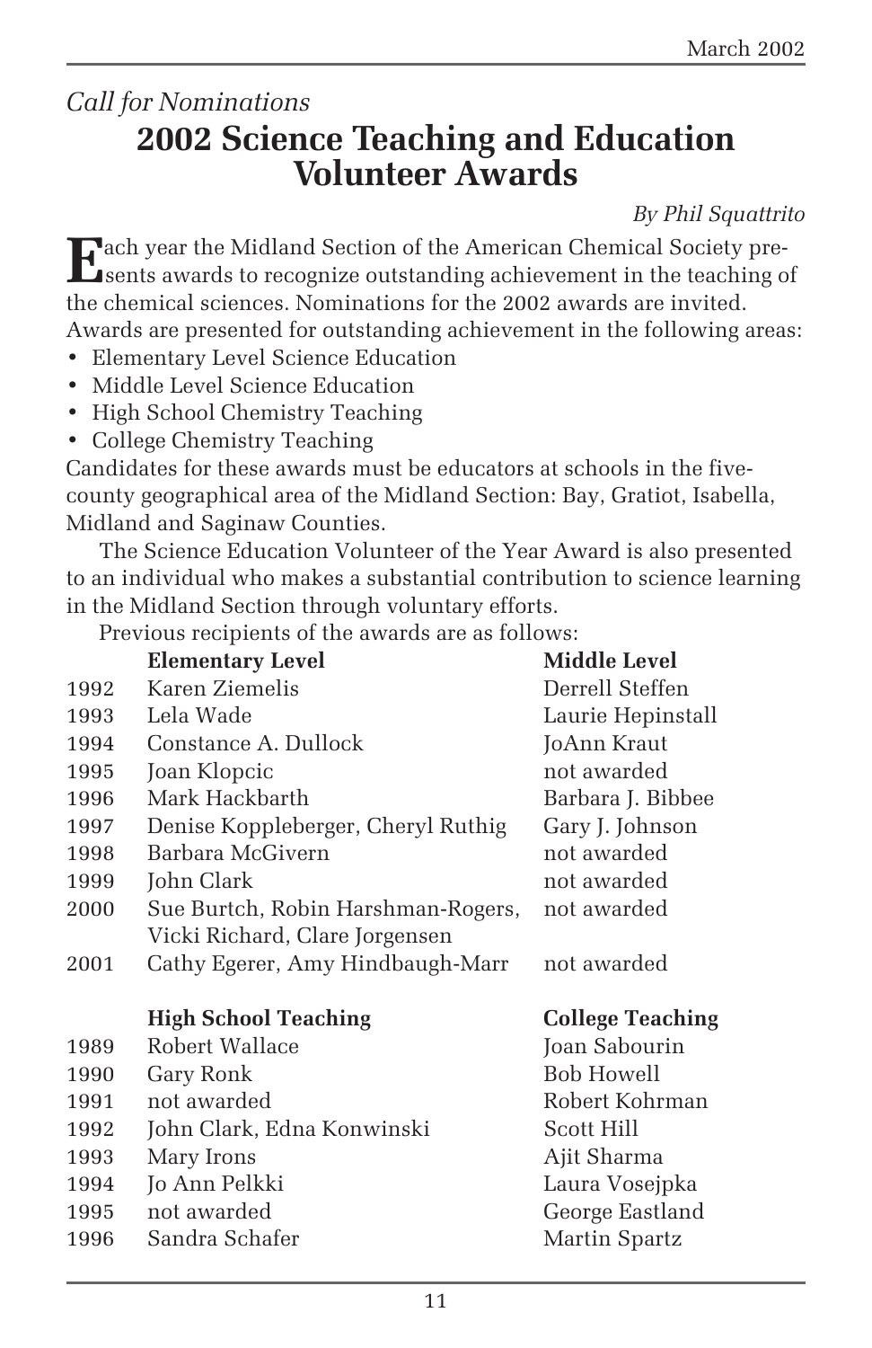*Call for Nominations*

# 2002 Science Teaching and Education Volunteer Awards

*By Phil Squattrito*

Each year the Midland Section of the American Chemical Society presents awards to recognize outstanding achievement in the teaching of the chemical sciences. Nominations for the 2002 awards are invited. Awards are presented for outstanding achievement in the following areas:

- Elementary Level Science Education
- Middle Level Science Education
- High School Chemistry Teaching
- College Chemistry Teaching

Candidates for these awards must be educators at schools in the five-county geographical area of the Midland Section: Bay, Gratiot, Isabella, Midland and Saginaw Counties.

The Science Education Volunteer of the Year Award is also presented to an individual who makes a substantial contribution to science learning in the Midland Section through voluntary efforts.

Previous recipients of the awards are as follows:

| | **Elementary Level** | **Middle Level** |
|---|---|---|
| 1992 | Karen Ziemelis | Derrell Steffen |
| 1993 | Lela Wade | Laurie Hepinstall |
| 1994 | Constance A. Dullock | JoAnn Kraut |
| 1995 | Joan Klopcic | not awarded |
| 1996 | Mark Hackbarth | Barbara J. Bibbee |
| 1997 | Denise Koppleberger, Cheryl Ruthig | Gary J. Johnson |
| 1998 | Barbara McGivern | not awarded |
| 1999 | John Clark | not awarded |
| 2000 | Sue Burtch, Robin Harshman-Rogers, Vicki Richard, Clare Jorgensen | not awarded |
| 2001 | Cathy Egerer, Amy Hindbaugh-Marr | not awarded |

| | **High School Teaching** | **College Teaching** |
|---|---|---|
| 1989 | Robert Wallace | Joan Sabourin |
| 1990 | Gary Ronk | Bob Howell |
| 1991 | not awarded | Robert Kohrman |
| 1992 | John Clark, Edna Konwinski | Scott Hill |
| 1993 | Mary Irons | Ajit Sharma |
| 1994 | Jo Ann Pelkki | Laura Vosejpka |
| 1995 | not awarded | George Eastland |
| 1996 | Sandra Schafer | Martin Spartz |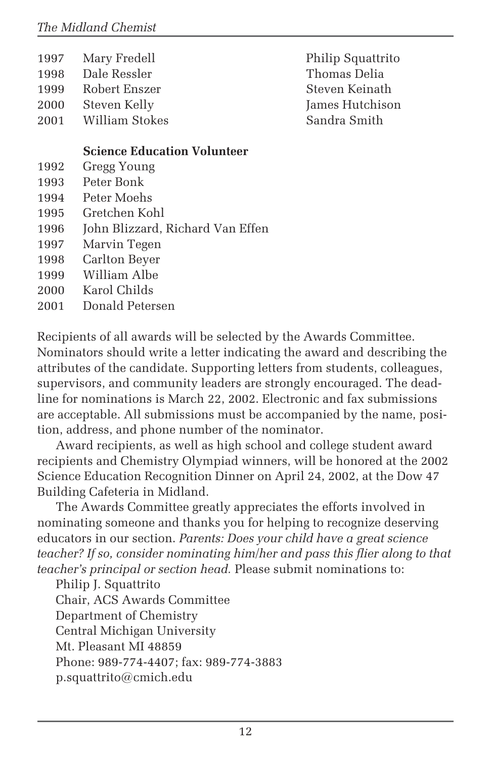| | | |
|---|---|---|
| 1997 | Mary Fredell | Philip Squattrito |
| 1998 | Dale Ressler | Thomas Delia |
| 1999 | Robert Enszer | Steven Keinath |
| 2000 | Steven Kelly | James Hutchison |
| 2001 | William Stokes | Sandra Smith |

**Science Education Volunteer**

| | |
|---|---|
| 1992 | Gregg Young |
| 1993 | Peter Bonk |
| 1994 | Peter Moehs |
| 1995 | Gretchen Kohl |
| 1996 | John Blizzard, Richard Van Effen |
| 1997 | Marvin Tegen |
| 1998 | Carlton Beyer |
| 1999 | William Albe |
| 2000 | Karol Childs |
| 2001 | Donald Petersen |

Recipients of all awards will be selected by the Awards Committee. Nominators should write a letter indicating the award and describing the attributes of the candidate. Supporting letters from students, colleagues, supervisors, and community leaders are strongly encouraged. The deadline for nominations is March 22, 2002. Electronic and fax submissions are acceptable. All submissions must be accompanied by the name, position, address, and phone number of the nominator.

Award recipients, as well as high school and college student award recipients and Chemistry Olympiad winners, will be honored at the 2002 Science Education Recognition Dinner on April 24, 2002, at the Dow 47 Building Cafeteria in Midland.

The Awards Committee greatly appreciates the efforts involved in nominating someone and thanks you for helping to recognize deserving educators in our section. *Parents: Does your child have a great science teacher? If so, consider nominating him/her and pass this flier along to that teacher's principal or section head.* Please submit nominations to:

Philip J. Squattrito
Chair, ACS Awards Committee
Department of Chemistry
Central Michigan University
Mt. Pleasant MI 48859
Phone: 989-774-4407; fax: 989-774-3883
p.squattrito@cmich.edu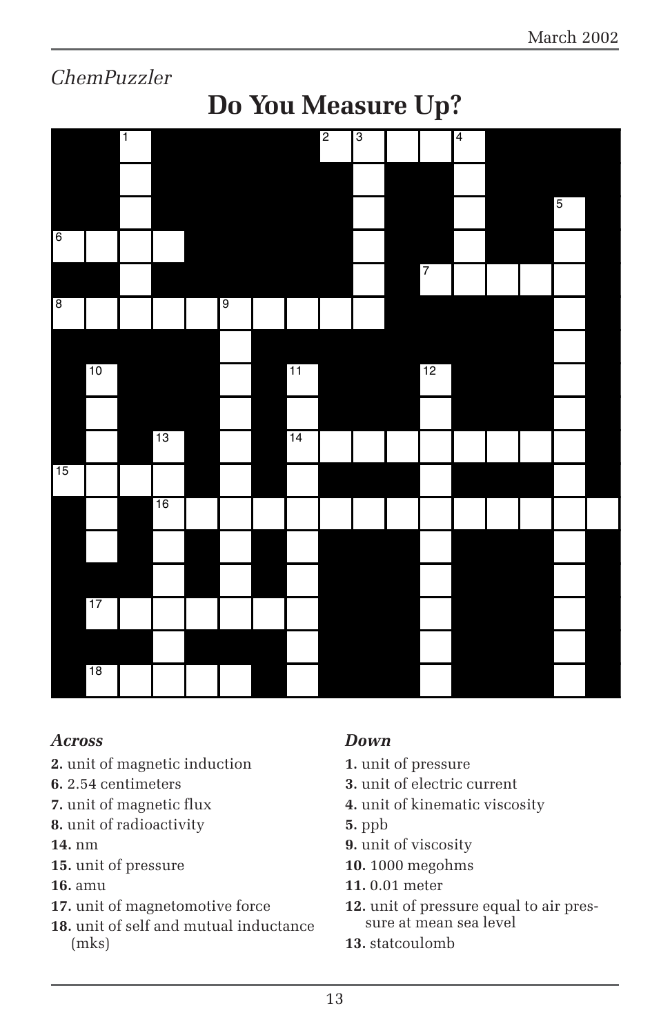*ChemPuzzler*

# Do You Measure Up?

### *Across*

**2.** unit of magnetic induction
**6.** 2.54 centimeters
**7.** unit of magnetic flux
**8.** unit of radioactivity
**14.** nm
**15.** unit of pressure
**16.** amu
**17.** unit of magnetomotive force
**18.** unit of self and mutual inductance (mks)

### *Down*

**1.** unit of pressure
**3.** unit of electric current
**4.** unit of kinematic viscosity
**5.** ppb
**9.** unit of viscosity
**10.** 1000 megohms
**11.** 0.01 meter
**12.** unit of pressure equal to air pressure at mean sea level
**13.** statcoulomb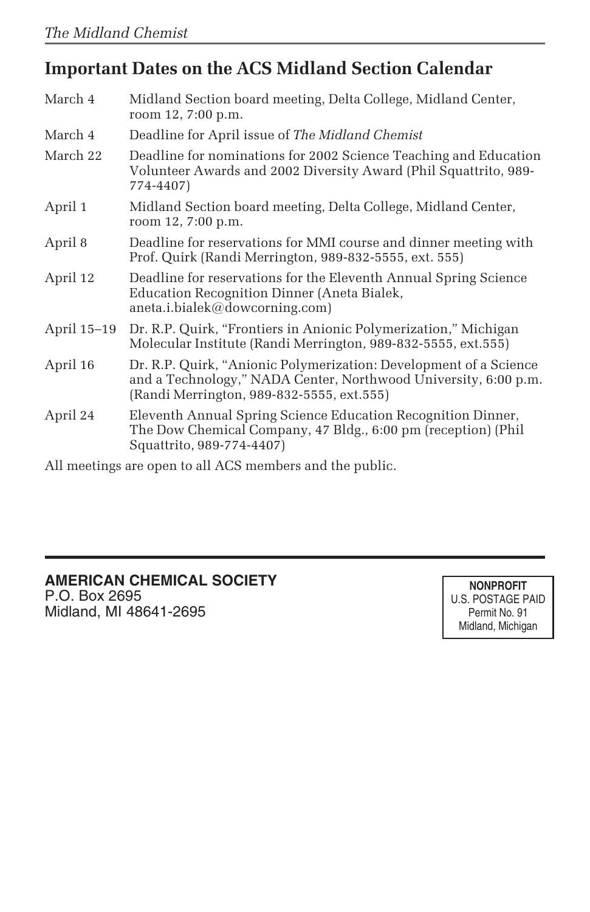## Important Dates on the ACS Midland Section Calendar

| | |
|---|---|
| March 4 | Midland Section board meeting, Delta College, Midland Center, room 12, 7:00 p.m. |
| March 4 | Deadline for April issue of *The Midland Chemist* |
| March 22 | Deadline for nominations for 2002 Science Teaching and Education Volunteer Awards and 2002 Diversity Award (Phil Squattrito, 989-774-4407) |
| April 1 | Midland Section board meeting, Delta College, Midland Center, room 12, 7:00 p.m. |
| April 8 | Deadline for reservations for MMI course and dinner meeting with Prof. Quirk (Randi Merrington, 989-832-5555, ext. 555) |
| April 12 | Deadline for reservations for the Eleventh Annual Spring Science Education Recognition Dinner (Aneta Bialek, aneta.i.bialek@dowcorning.com) |
| April 15–19 | Dr. R.P. Quirk, "Frontiers in Anionic Polymerization," Michigan Molecular Institute (Randi Merrington, 989-832-5555, ext.555) |
| April 16 | Dr. R.P. Quirk, "Anionic Polymerization: Development of a Science and a Technology," NADA Center, Northwood University, 6:00 p.m. (Randi Merrington, 989-832-5555, ext.555) |
| April 24 | Eleventh Annual Spring Science Education Recognition Dinner, The Dow Chemical Company, 47 Bldg., 6:00 pm (reception) (Phil Squattrito, 989-774-4407) |

All meetings are open to all ACS members and the public.

---

**AMERICAN CHEMICAL SOCIETY**
P.O. Box 2695
Midland, MI 48641-2695

**NONPROFIT**
U.S. POSTAGE PAID
Permit No. 91
Midland, Michigan